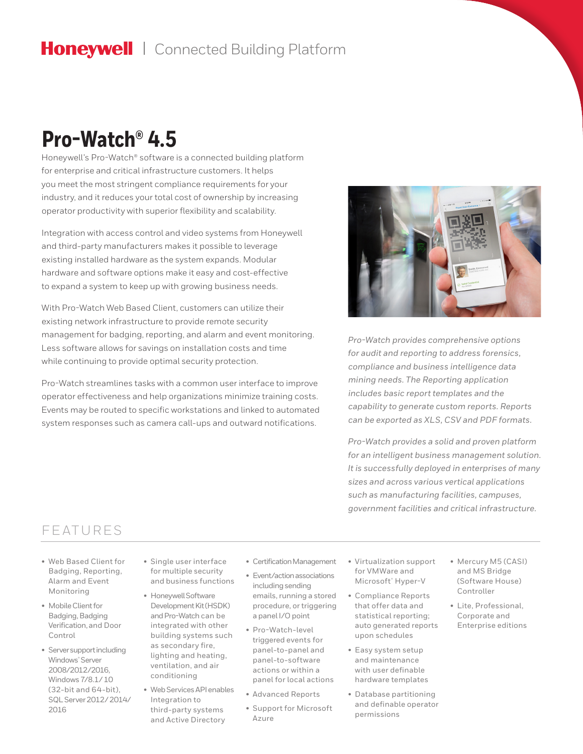Honeywell | Connected Building Platform

# Pro-Watch® 4.5

Honeywell's Pro-Watch® software is a connected building platform for enterprise and critical infrastructure customers. It helps you meet the most stringent compliance requirements for your industry, and it reduces your total cost of ownership by increasing operator productivity with superior flexibility and scalability.

Integration with access control and video systems from Honeywell and third-party manufacturers makes it possible to leverage existing installed hardware as the system expands. Modular hardware and software options make it easy and cost-effective to expand a system to keep up with growing business needs.

With Pro-Watch Web Based Client, customers can utilize their existing network infrastructure to provide remote security management for badging, reporting, and alarm and event monitoring. Less software allows for savings on installation costs and time while continuing to provide optimal security protection.

Pro-Watch streamlines tasks with a common user interface to improve operator effectiveness and help organizations minimize training costs. Events may be routed to specific workstations and linked to automated system responses such as camera call-ups and outward notifications.

*Pro-Watch provides comprehensive options for audit and reporting to address forensics, compliance and business intelligence data mining needs. The Reporting application includes basic report templates and the capability to generate custom reports. Reports can be exported as XLS, CSV and PDF formats.*

*Pro-Watch provides a solid and proven platform for an intelligent business management solution. It is successfully deployed in enterprises of many sizes and across various vertical applications such as manufacturing facilities, campuses, government facilities and critical infrastructure.*

## FEATURES

- Web Based Client for Badging, Reporting, Alarm and Event Monitoring
- Mobile Client for Badging, Badging Verification, and Door Control
- Server support including Windows® Server 2008/2012/2016, Windows 7/8.1/10 (32-bit and 64-bit), SQL Server 2012/2014/2016
- Single user interface for multiple security and business functions
- Honeywell Software Development Kit (HSDK) and Pro-Watch can be integrated with other building systems such as secondary fire, lighting and heating, ventilation, and air conditioning
- Web Services API enables Integration to third-party systems and Active Directory
- Certification Management
- Event/action associations including sending emails, running a stored procedure, or triggering a panel I/O point
- Pro-Watch-level triggered events for panel-to-panel and panel-to-software actions or within a panel for local actions
- Advanced Reports
- Support for Microsoft Azure
- Virtualization support for VMWare and Microsoft® Hyper-V
- Compliance Reports that offer data and statistical reporting; auto generated reports upon schedules
- Easy system setup and maintenance with user definable hardware templates
- Database partitioning and definable operator permissions
- Mercury M5 (CASI) and MS Bridge (Software House) Controller
- Lite, Professional, Corporate and Enterprise editions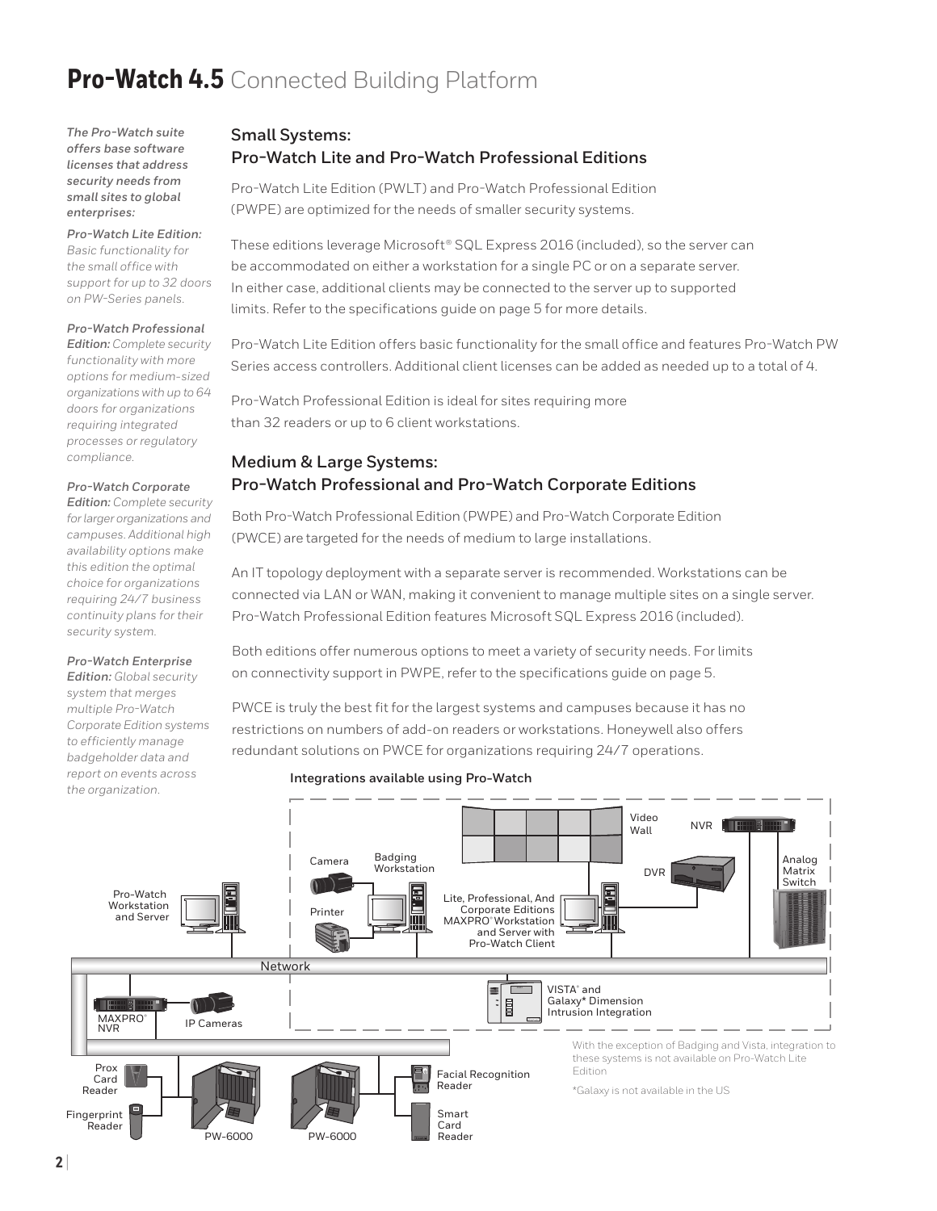# **Pro-Watch 4.5** Connected Building Platform

*The Pro-Watch suite offers base software licenses that address security needs from small sites to global enterprises:*

***Pro-Watch Lite Edition:*** *Basic functionality for the small office with support for up to 32 doors on PW-Series panels.*

***Pro-Watch Professional Edition:*** *Complete security functionality with more options for medium-sized organizations with up to 64 doors for organizations requiring integrated processes or regulatory compliance.*

***Pro-Watch Corporate Edition:*** *Complete security for larger organizations and campuses. Additional high availability options make this edition the optimal choice for organizations requiring 24/7 business continuity plans for their security system.*

***Pro-Watch Enterprise Edition:*** *Global security system that merges multiple Pro-Watch Corporate Edition systems to efficiently manage badgeholder data and report on events across the organization.*

## Small Systems: Pro-Watch Lite and Pro-Watch Professional Editions

Pro-Watch Lite Edition (PWLT) and Pro-Watch Professional Edition (PWPE) are optimized for the needs of smaller security systems.

These editions leverage Microsoft® SQL Express 2016 (included), so the server can be accommodated on either a workstation for a single PC or on a separate server. In either case, additional clients may be connected to the server up to supported limits. Refer to the specifications guide on page 5 for more details.

Pro-Watch Lite Edition offers basic functionality for the small office and features Pro-Watch PW Series access controllers. Additional client licenses can be added as needed up to a total of 4.

Pro-Watch Professional Edition is ideal for sites requiring more than 32 readers or up to 6 client workstations.

## Medium & Large Systems: Pro-Watch Professional and Pro-Watch Corporate Editions

Both Pro-Watch Professional Edition (PWPE) and Pro-Watch Corporate Edition (PWCE) are targeted for the needs of medium to large installations.

An IT topology deployment with a separate server is recommended. Workstations can be connected via LAN or WAN, making it convenient to manage multiple sites on a single server. Pro-Watch Professional Edition features Microsoft SQL Express 2016 (included).

Both editions offer numerous options to meet a variety of security needs. For limits on connectivity support in PWPE, refer to the specifications guide on page 5.

PWCE is truly the best fit for the largest systems and campuses because it has no restrictions on numbers of add-on readers or workstations. Honeywell also offers redundant solutions on PWCE for organizations requiring 24/7 operations.

**Integrations available using Pro-Watch**

Video Wall, NVR, Camera, Badging Workstation, Analog Matrix Switch, DVR, Pro-Watch Workstation and Server, Printer, Lite, Professional, And Corporate Editions MAXPRO® Workstation and Server with Pro-Watch Client, Network, MAXPRO® NVR, IP Cameras, VISTA® and Galaxy* Dimension Intrusion Integration, Prox Card Reader, Fingerprint Reader, PW-6000, PW-6000, Facial Recognition Reader, Smart Card Reader

With the exception of Badging and Vista, integration to these systems is not available on Pro-Watch Lite Edition

*Galaxy is not available in the US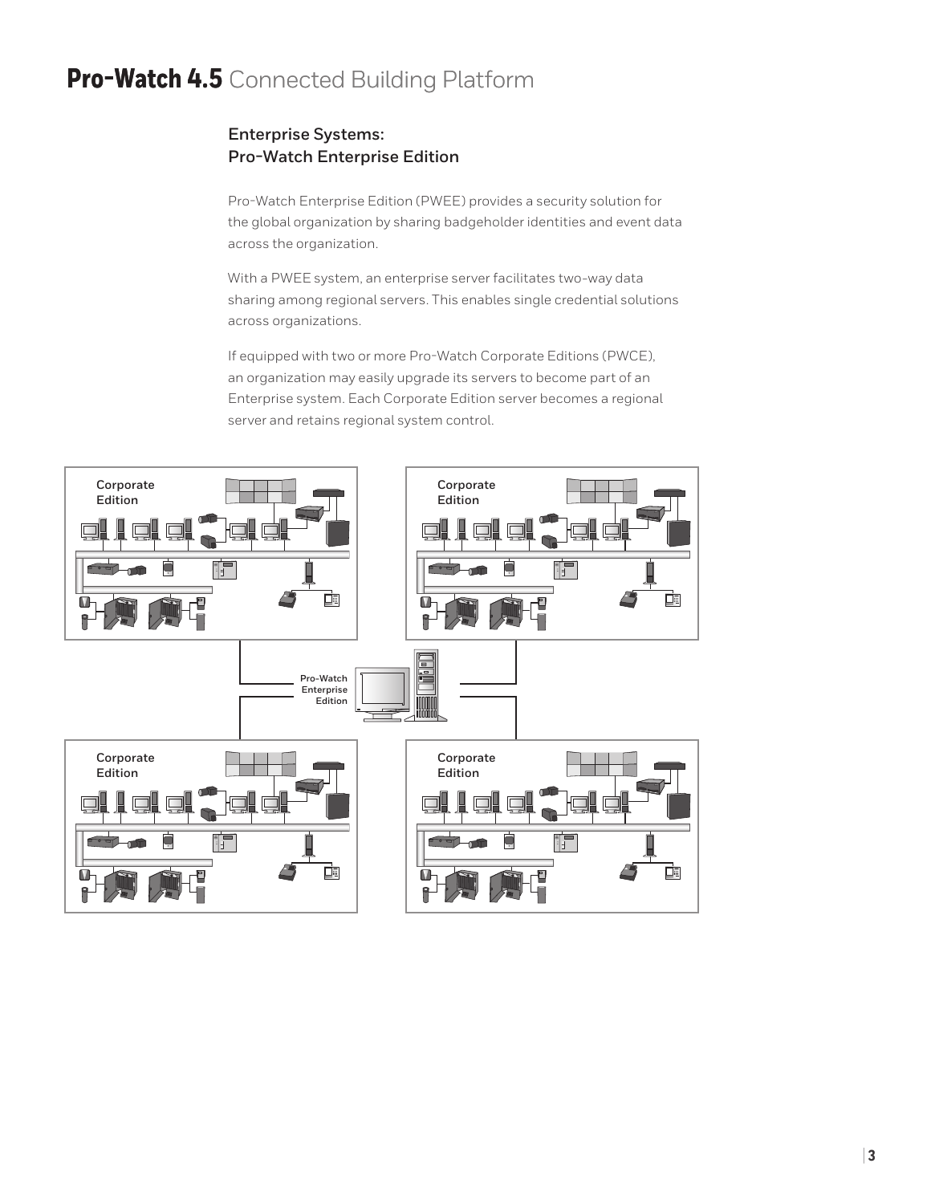## Enterprise Systems: Pro-Watch Enterprise Edition

Pro-Watch Enterprise Edition (PWEE) provides a security solution for the global organization by sharing badgeholder identities and event data across the organization.

With a PWEE system, an enterprise server facilitates two-way data sharing among regional servers. This enables single credential solutions across organizations.

If equipped with two or more Pro-Watch Corporate Editions (PWCE), an organization may easily upgrade its servers to become part of an Enterprise system. Each Corporate Edition server becomes a regional server and retains regional system control.

Corporate Edition

Corporate Edition

Pro-Watch Enterprise Edition

Corporate Edition

Corporate Edition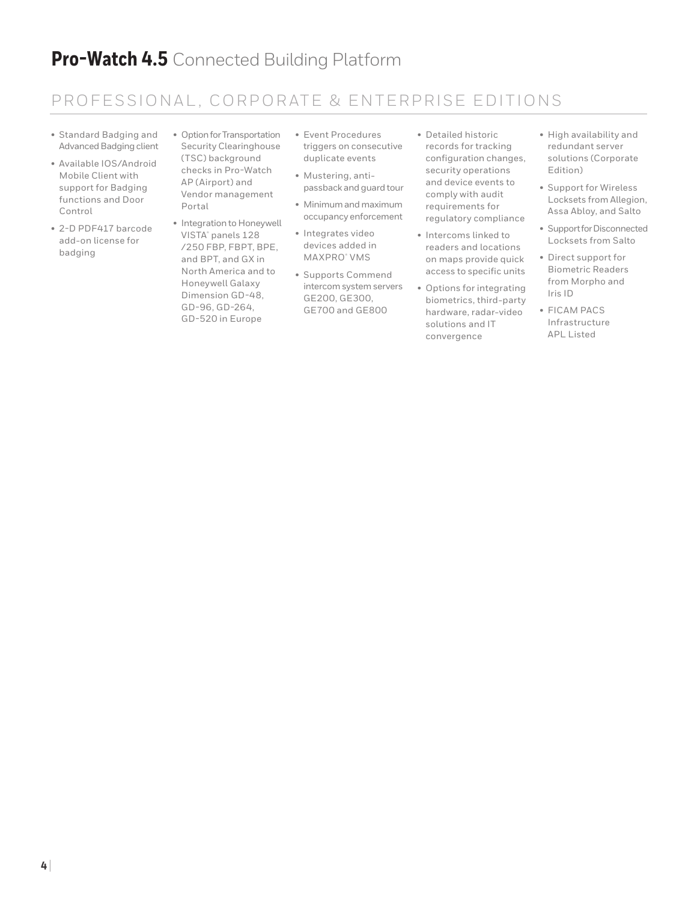# **Pro-Watch 4.5** Connected Building Platform

## PROFESSIONAL, CORPORATE & ENTERPRISE EDITIONS

- Standard Badging and Advanced Badging client
- Available IOS/Android Mobile Client with support for Badging functions and Door Control
- 2-D PDF417 barcode add-on license for badging
- Option for Transportation Security Clearinghouse (TSC) background checks in Pro-Watch AP (Airport) and Vendor management Portal
- Integration to Honeywell VISTA® panels 128 /250 FBP, FBPT, BPE, and BPT, and GX in North America and to Honeywell Galaxy Dimension GD-48, GD-96, GD-264, GD-520 in Europe
- Event Procedures triggers on consecutive duplicate events
- Mustering, anti-passback and guard tour
- Minimum and maximum occupancy enforcement
- Integrates video devices added in MAXPRO® VMS
- Supports Commend intercom system servers GE200, GE300, GE700 and GE800
- Detailed historic records for tracking configuration changes, security operations and device events to comply with audit requirements for regulatory compliance
- Intercoms linked to readers and locations on maps provide quick access to specific units
- Options for integrating biometrics, third-party hardware, radar-video solutions and IT convergence
- High availability and redundant server solutions (Corporate Edition)
- Support for Wireless Locksets from Allegion, Assa Abloy, and Salto
- Support for Disconnected Locksets from Salto
- Direct support for Biometric Readers from Morpho and Iris ID
- FICAM PACS Infrastructure APL Listed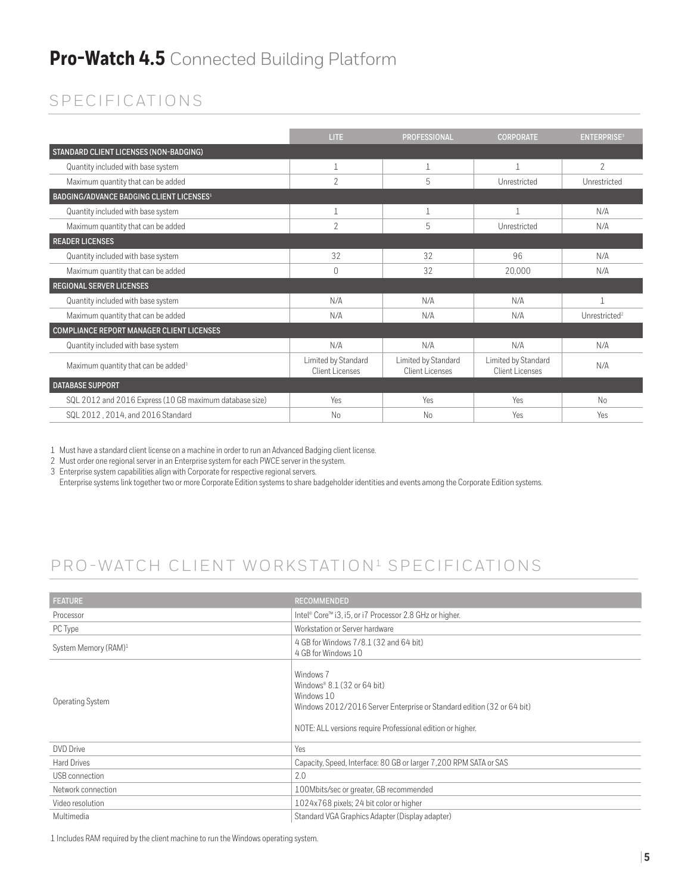# **Pro-Watch 4.5** Connected Building Platform

## SPECIFICATIONS

| | LITE | PROFESSIONAL | CORPORATE | ENTERPRISE[3] |
|---|---|---|---|---|
| **STANDARD CLIENT LICENSES (NON-BADGING)** | | | | |
| Quantity included with base system | 1 | 1 | 1 | 2 |
| Maximum quantity that can be added | 2 | 5 | Unrestricted | Unrestricted |
| **BADGING/ADVANCE BADGING CLIENT LICENSES[1]** | | | | |
| Quantity included with base system | 1 | 1 | 1 | N/A |
| Maximum quantity that can be added | 2 | 5 | Unrestricted | N/A |
| **READER LICENSES** | | | | |
| Quantity included with base system | 32 | 32 | 96 | N/A |
| Maximum quantity that can be added | 0 | 32 | 20,000 | N/A |
| **REGIONAL SERVER LICENSES** | | | | |
| Quantity included with base system | N/A | N/A | N/A | 1 |
| Maximum quantity that can be added | N/A | N/A | N/A | Unrestricted[2] |
| **COMPLIANCE REPORT MANAGER CLIENT LICENSES** | | | | |
| Quantity included with base system | N/A | N/A | N/A | N/A |
| Maximum quantity that can be added[3] | Limited by Standard Client Licenses | Limited by Standard Client Licenses | Limited by Standard Client Licenses | N/A |
| **DATABASE SUPPORT** | | | | |
| SQL 2012 and 2016 Express (10 GB maximum database size) | Yes | Yes | Yes | No |
| SQL 2012 , 2014, and 2016 Standard | No | No | Yes | Yes |

1 Must have a standard client license on a machine in order to run an Advanced Badging client license.

2 Must order one regional server in an Enterprise system for each PWCE server in the system.

3 Enterprise system capabilities align with Corporate for respective regional servers.
Enterprise systems link together two or more Corporate Edition systems to share badgeholder identities and events among the Corporate Edition systems.

## PRO-WATCH CLIENT WORKSTATION[1] SPECIFICATIONS

| FEATURE | RECOMMENDED |
|---|---|
| Processor | Intel® Core™ i3, i5, or i7 Processor 2.8 GHz or higher. |
| PC Type | Workstation or Server hardware |
| System Memory (RAM)[1] | 4 GB for Windows 7/8.1 (32 and 64 bit)<br>4 GB for Windows 10 |
| Operating System | Windows 7<br>Windows® 8.1 (32 or 64 bit)<br>Windows 10<br>Windows 2012/2016 Server Enterprise or Standard edition (32 or 64 bit)<br><br>NOTE: ALL versions require Professional edition or higher. |
| DVD Drive | Yes |
| Hard Drives | Capacity, Speed, Interface: 80 GB or larger 7,200 RPM SATA or SAS |
| USB connection | 2.0 |
| Network connection | 100Mbits/sec or greater, GB recommended |
| Video resolution | 1024x768 pixels; 24 bit color or higher |
| Multimedia | Standard VGA Graphics Adapter (Display adapter) |

1 Includes RAM required by the client machine to run the Windows operating system.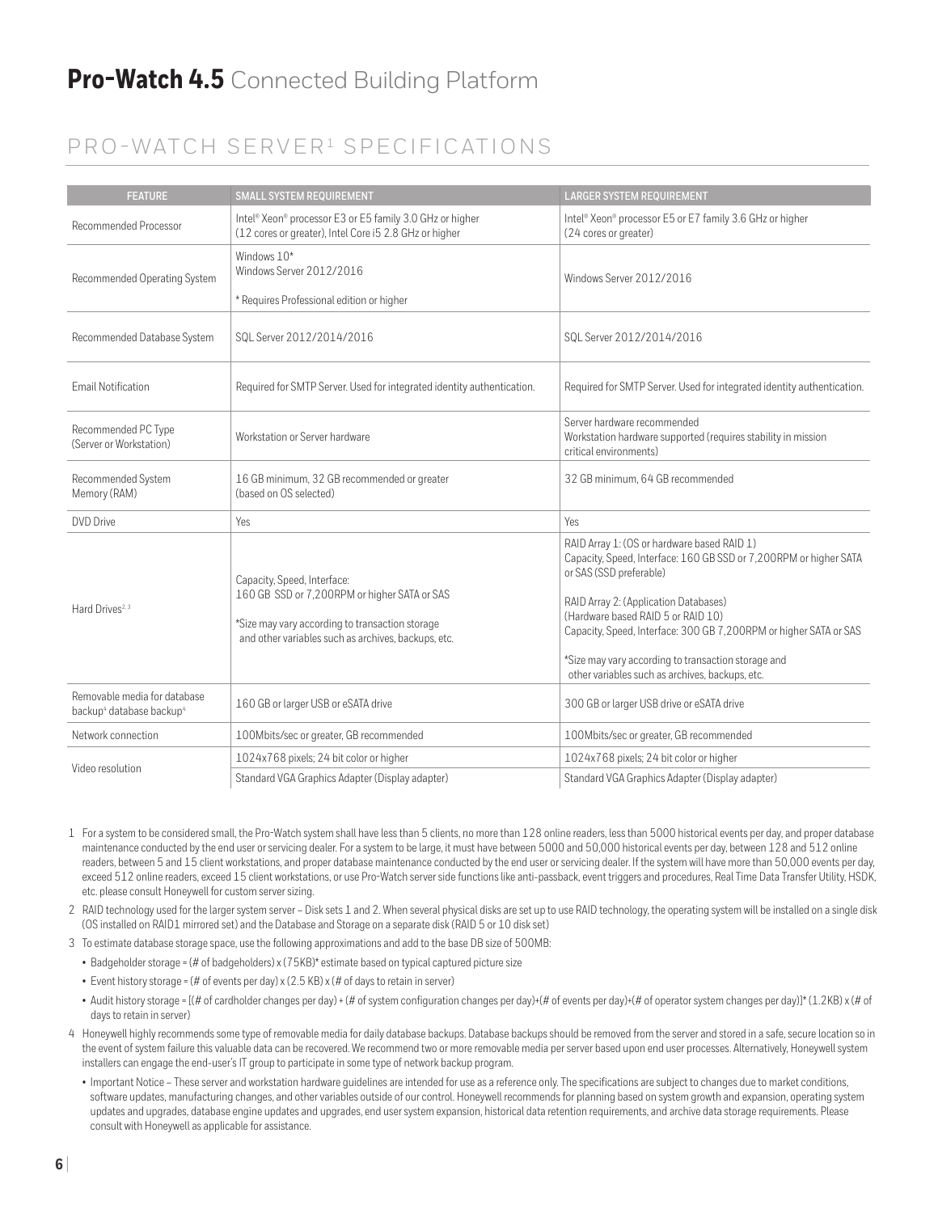# **Pro-Watch 4.5** Connected Building Platform

## PRO-WATCH SERVER[1] SPECIFICATIONS

| FEATURE | SMALL SYSTEM REQUIREMENT | LARGER SYSTEM REQUIREMENT |
|---|---|---|
| Recommended Processor | Intel® Xeon® processor E3 or E5 family 3.0 GHz or higher (12 cores or greater), Intel Core i5 2.8 GHz or higher | Intel® Xeon® processor E5 or E7 family 3.6 GHz or higher (24 cores or greater) |
| Recommended Operating System | Windows 10*<br>Windows Server 2012/2016<br><br>* Requires Professional edition or higher | Windows Server 2012/2016 |
| Recommended Database System | SQL Server 2012/2014/2016 | SQL Server 2012/2014/2016 |
| Email Notification | Required for SMTP Server. Used for integrated identity authentication. | Required for SMTP Server. Used for integrated identity authentication. |
| Recommended PC Type (Server or Workstation) | Workstation or Server hardware | Server hardware recommended<br>Workstation hardware supported (requires stability in mission critical environments) |
| Recommended System Memory (RAM) | 16 GB minimum, 32 GB recommended or greater (based on OS selected) | 32 GB minimum, 64 GB recommended |
| DVD Drive | Yes | Yes |
| Hard Drives[2, 3] | Capacity, Speed, Interface:<br>160 GB SSD or 7,200RPM or higher SATA or SAS<br><br>*Size may vary according to transaction storage and other variables such as archives, backups, etc. | RAID Array 1: (OS or hardware based RAID 1)<br>Capacity, Speed, Interface: 160 GB SSD or 7,200RPM or higher SATA or SAS (SSD preferable)<br><br>RAID Array 2: (Application Databases)<br>(Hardware based RAID 5 or RAID 10)<br>Capacity, Speed, Interface: 300 GB 7,200RPM or higher SATA or SAS<br><br>*Size may vary according to transaction storage and other variables such as archives, backups, etc. |
| Removable media for database backup[4] database backup[4] | 160 GB or larger USB or eSATA drive | 300 GB or larger USB drive or eSATA drive |
| Network connection | 100Mbits/sec or greater, GB recommended | 100Mbits/sec or greater, GB recommended |
| Video resolution | 1024x768 pixels; 24 bit color or higher<br>Standard VGA Graphics Adapter (Display adapter) | 1024x768 pixels; 24 bit color or higher<br>Standard VGA Graphics Adapter (Display adapter) |

1 For a system to be considered small, the Pro-Watch system shall have less than 5 clients, no more than 128 online readers, less than 5000 historical events per day, and proper database maintenance conducted by the end user or servicing dealer. For a system to be large, it must have between 5000 and 50,000 historical events per day, between 128 and 512 online readers, between 5 and 15 client workstations, and proper database maintenance conducted by the end user or servicing dealer. If the system will have more than 50,000 events per day, exceed 512 online readers, exceed 15 client workstations, or use Pro-Watch server side functions like anti-passback, event triggers and procedures, Real Time Data Transfer Utility, HSDK, etc. please consult Honeywell for custom server sizing.

2 RAID technology used for the larger system server – Disk sets 1 and 2. When several physical disks are set up to use RAID technology, the operating system will be installed on a single disk (OS installed on RAID1 mirrored set) and the Database and Storage on a separate disk (RAID 5 or 10 disk set)

3 To estimate database storage space, use the following approximations and add to the base DB size of 500MB:

- Badgeholder storage = (# of badgeholders) x (75KB)* estimate based on typical captured picture size
- Event history storage = (# of events per day) x (2.5 KB) x (# of days to retain in server)
- Audit history storage = [(# of cardholder changes per day) + (# of system configuration changes per day)+(# of events per day)+(# of operator system changes per day)]* (1.2KB) x (# of days to retain in server)

4 Honeywell highly recommends some type of removable media for daily database backups. Database backups should be removed from the server and stored in a safe, secure location so in the event of system failure this valuable data can be recovered. We recommend two or more removable media per server based upon end user processes. Alternatively, Honeywell system installers can engage the end-user's IT group to participate in some type of network backup program.

- Important Notice – These server and workstation hardware guidelines are intended for use as a reference only. The specifications are subject to changes due to market conditions, software updates, manufacturing changes, and other variables outside of our control. Honeywell recommends for planning based on system growth and expansion, operating system updates and upgrades, database engine updates and upgrades, end user system expansion, historical data retention requirements, and archive data storage requirements. Please consult with Honeywell as applicable for assistance.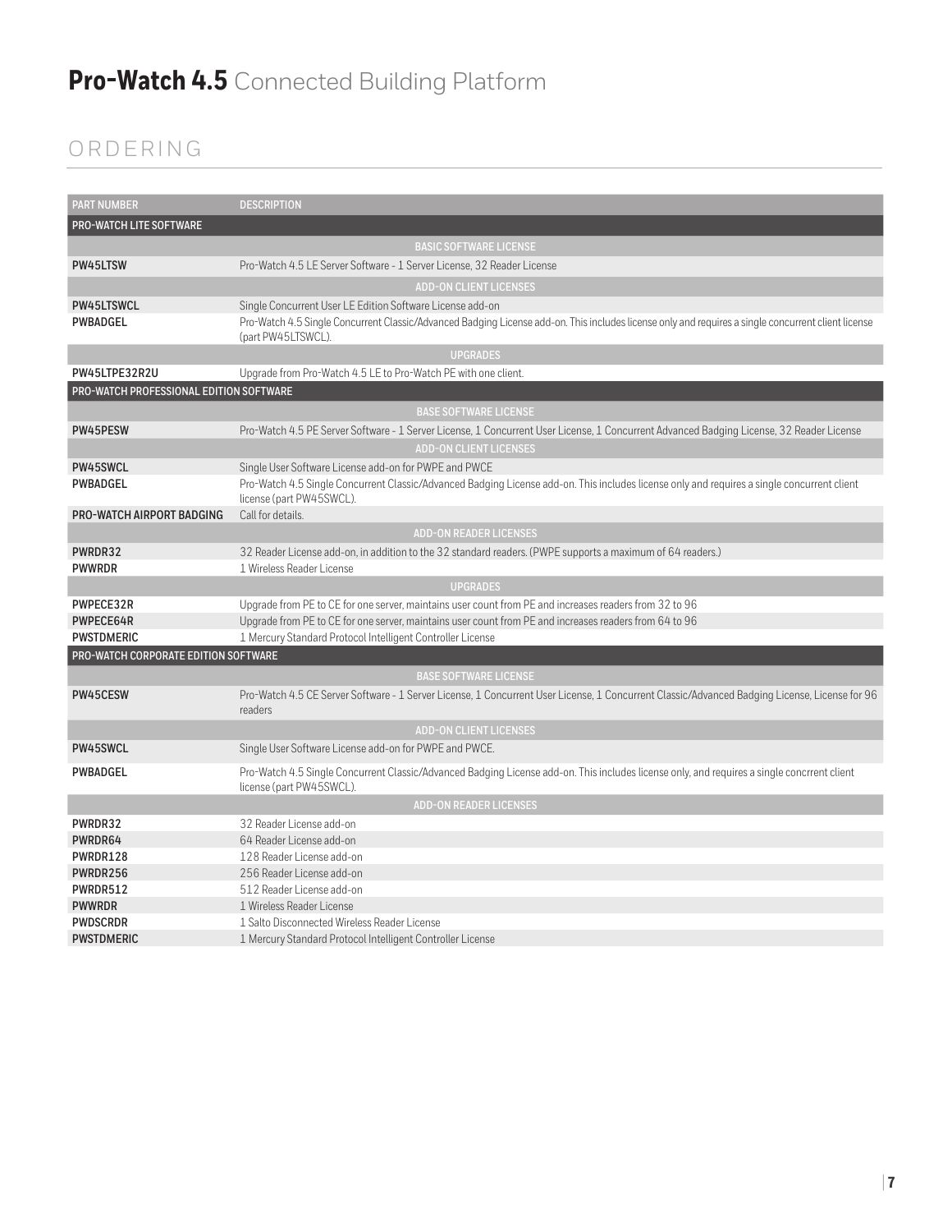# **Pro-Watch 4.5** Connected Building Platform

## ORDERING

| PART NUMBER | DESCRIPTION |
|---|---|
| **PRO-WATCH LITE SOFTWARE** | |
| | BASIC SOFTWARE LICENSE |
| **PW45LTSW** | Pro-Watch 4.5 LE Server Software - 1 Server License, 32 Reader License |
| | ADD-ON CLIENT LICENSES |
| **PW45LTSWCL** | Single Concurrent User LE Edition Software License add-on |
| **PWBADGEL** | Pro-Watch 4.5 Single Concurrent Classic/Advanced Badging License add-on. This includes license only and requires a single concurrent client license (part PW45LTSWCL). |
| | UPGRADES |
| **PW45LTPE32R2U** | Upgrade from Pro-Watch 4.5 LE to Pro-Watch PE with one client. |
| **PRO-WATCH PROFESSIONAL EDITION SOFTWARE** | |
| | BASE SOFTWARE LICENSE |
| **PW45PESW** | Pro-Watch 4.5 PE Server Software - 1 Server License, 1 Concurrent User License, 1 Concurrent Advanced Badging License, 32 Reader License |
| | ADD-ON CLIENT LICENSES |
| **PW45SWCL** | Single User Software License add-on for PWPE and PWCE |
| **PWBADGEL** | Pro-Watch 4.5 Single Concurrent Classic/Advanced Badging License add-on. This includes license only and requires a single concurrent client license (part PW45SWCL). |
| **PRO-WATCH AIRPORT BADGING** | Call for details. |
| | ADD-ON READER LICENSES |
| **PWRDR32** | 32 Reader License add-on, in addition to the 32 standard readers. (PWPE supports a maximum of 64 readers.) |
| **PWWRDR** | 1 Wireless Reader License |
| | UPGRADES |
| **PWPECE32R** | Upgrade from PE to CE for one server, maintains user count from PE and increases readers from 32 to 96 |
| **PWPECE64R** | Upgrade from PE to CE for one server, maintains user count from PE and increases readers from 64 to 96 |
| **PWSTDMERIC** | 1 Mercury Standard Protocol Intelligent Controller License |
| **PRO-WATCH CORPORATE EDITION SOFTWARE** | |
| | BASE SOFTWARE LICENSE |
| **PW45CESW** | Pro-Watch 4.5 CE Server Software - 1 Server License, 1 Concurrent User License, 1 Concurrent Classic/Advanced Badging License, License for 96 readers |
| | ADD-ON CLIENT LICENSES |
| **PW45SWCL** | Single User Software License add-on for PWPE and PWCE. |
| **PWBADGEL** | Pro-Watch 4.5 Single Concurrent Classic/Advanced Badging License add-on. This includes license only, and requires a single concrrent client license (part PW45SWCL). |
| | ADD-ON READER LICENSES |
| **PWRDR32** | 32 Reader License add-on |
| **PWRDR64** | 64 Reader License add-on |
| **PWRDR128** | 128 Reader License add-on |
| **PWRDR256** | 256 Reader License add-on |
| **PWRDR512** | 512 Reader License add-on |
| **PWWRDR** | 1 Wireless Reader License |
| **PWDSCRDR** | 1 Salto Disconnected Wireless Reader License |
| **PWSTDMERIC** | 1 Mercury Standard Protocol Intelligent Controller License |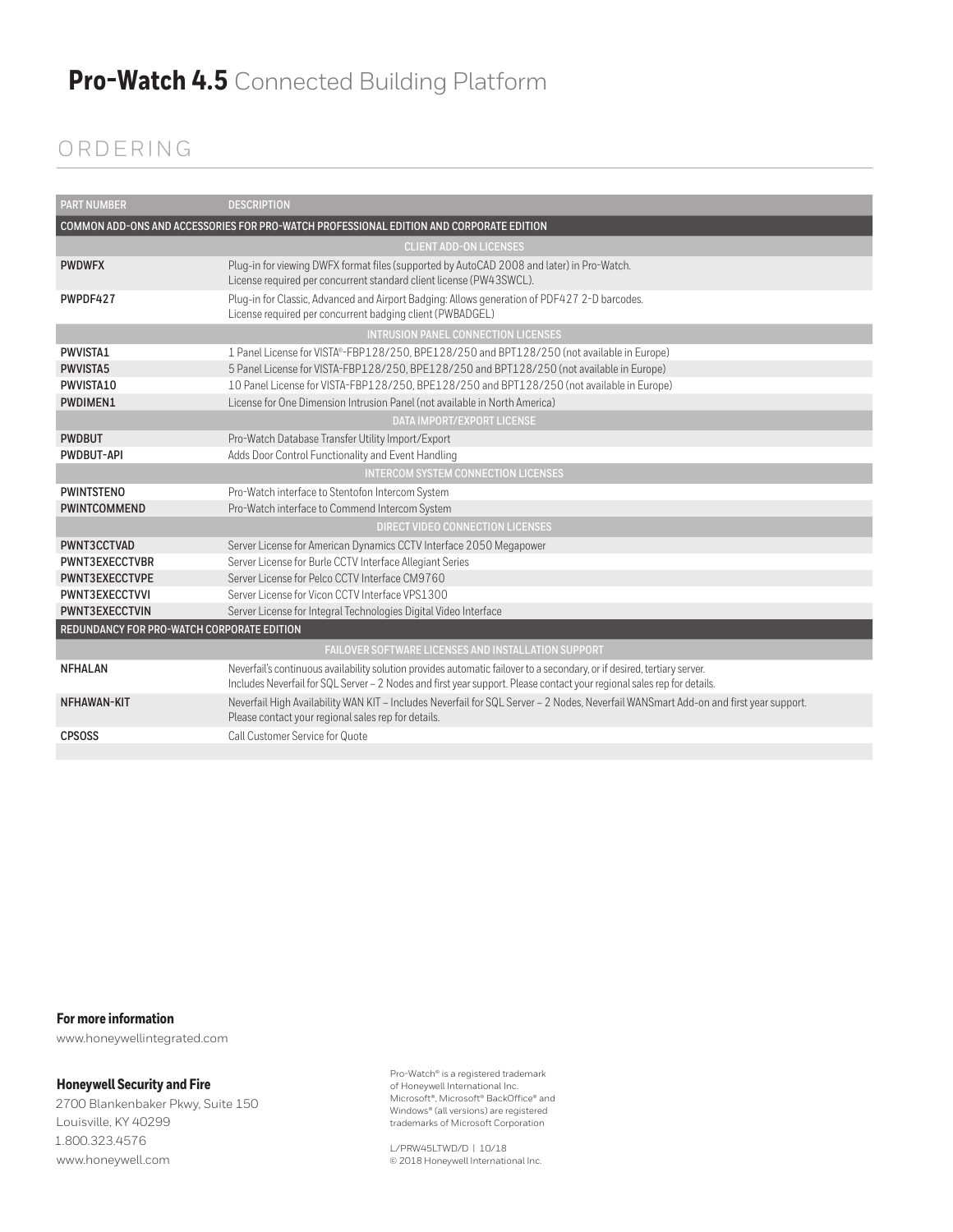# **Pro-Watch 4.5** Connected Building Platform

## ORDERING

| PART NUMBER | DESCRIPTION |
| --- | --- |
| COMMON ADD-ONS AND ACCESSORIES FOR PRO-WATCH PROFESSIONAL EDITION AND CORPORATE EDITION | |
| CLIENT ADD-ON LICENSES | |
| PWDWFX | Plug-in for viewing DWFX format files (supported by AutoCAD 2008 and later) in Pro-Watch. License required per concurrent standard client license (PW43SWCL). |
| PWPDF427 | Plug-in for Classic, Advanced and Airport Badging: Allows generation of PDF427 2-D barcodes. License required per concurrent badging client (PWBADGEL) |
| INTRUSION PANEL CONNECTION LICENSES | |
| PWVISTA1 | 1 Panel License for VISTA®-FBP128/250, BPE128/250 and BPT128/250 (not available in Europe) |
| PWVISTA5 | 5 Panel License for VISTA-FBP128/250, BPE128/250 and BPT128/250 (not available in Europe) |
| PWVISTA10 | 10 Panel License for VISTA-FBP128/250, BPE128/250 and BPT128/250 (not available in Europe) |
| PWDIMEN1 | License for One Dimension Intrusion Panel (not available in North America) |
| DATA IMPORT/EXPORT LICENSE | |
| PWDBUT | Pro-Watch Database Transfer Utility Import/Export |
| PWDBUT-API | Adds Door Control Functionality and Event Handling |
| INTERCOM SYSTEM CONNECTION LICENSES | |
| PWINTSTENO | Pro-Watch interface to Stentofon Intercom System |
| PWINTCOMMEND | Pro-Watch interface to Commend Intercom System |
| DIRECT VIDEO CONNECTION LICENSES | |
| PWNT3CCTVAD | Server License for American Dynamics CCTV Interface 2050 Megapower |
| PWNT3EXECCTVBR | Server License for Burle CCTV Interface Allegiant Series |
| PWNT3EXECCTVPE | Server License for Pelco CCTV Interface CM9760 |
| PWNT3EXECCTVVI | Server License for Vicon CCTV Interface VPS1300 |
| PWNT3EXECCTVIN | Server License for Integral Technologies Digital Video Interface |
| REDUNDANCY FOR PRO-WATCH CORPORATE EDITION | |
| FAILOVER SOFTWARE LICENSES AND INSTALLATION SUPPORT | |
| NFHALAN | Neverfail's continuous availability solution provides automatic failover to a secondary, or if desired, tertiary server. Includes Neverfail for SQL Server – 2 Nodes and first year support. Please contact your regional sales rep for details. |
| NFHAWAN-KIT | Neverfail High Availability WAN KIT – Includes Neverfail for SQL Server – 2 Nodes, Neverfail WANSmart Add-on and first year support. Please contact your regional sales rep for details. |
| CPSOSS | Call Customer Service for Quote |

**For more information**

www.honeywellintegrated.com

**Honeywell Security and Fire**

2700 Blankenbaker Pkwy, Suite 150
Louisville, KY 40299
1.800.323.4576
www.honeywell.com

Pro-Watch® is a registered trademark of Honeywell International Inc. Microsoft®, Microsoft® BackOffice® and Windows® (all versions) are registered trademarks of Microsoft Corporation

L/PRW45LTWD/D | 10/18
© 2018 Honeywell International Inc.